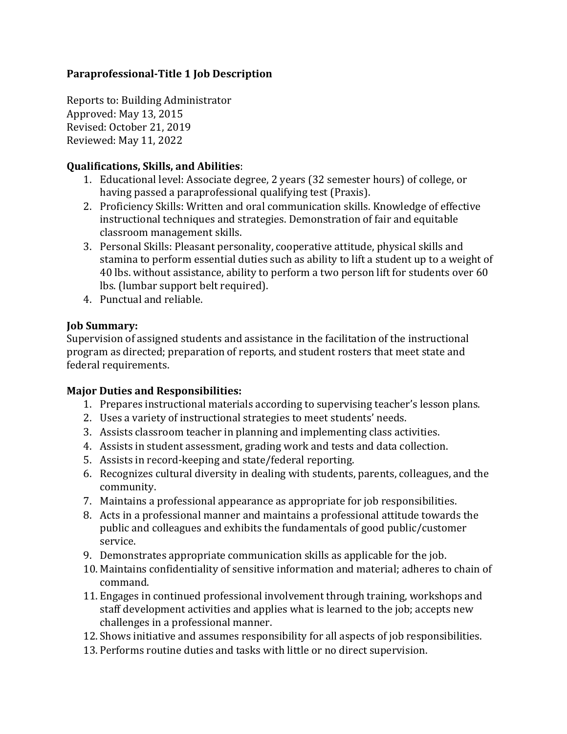# Paraprofessional-Title 1 Job Description

Reports to: Building Administrator
Approved: May 13, 2015
Revised: October 21, 2019
Reviewed: May 11, 2022

**Qualifications, Skills, and Abilities**:

1. Educational level: Associate degree, 2 years (32 semester hours) of college, or having passed a paraprofessional qualifying test (Praxis).
2. Proficiency Skills: Written and oral communication skills. Knowledge of effective instructional techniques and strategies. Demonstration of fair and equitable classroom management skills.
3. Personal Skills: Pleasant personality, cooperative attitude, physical skills and stamina to perform essential duties such as ability to lift a student up to a weight of 40 lbs. without assistance, ability to perform a two person lift for students over 60 lbs. (lumbar support belt required).
4. Punctual and reliable.

**Job Summary:**
Supervision of assigned students and assistance in the facilitation of the instructional program as directed; preparation of reports, and student rosters that meet state and federal requirements.

**Major Duties and Responsibilities:**

1. Prepares instructional materials according to supervising teacher's lesson plans.
2. Uses a variety of instructional strategies to meet students' needs.
3. Assists classroom teacher in planning and implementing class activities.
4. Assists in student assessment, grading work and tests and data collection.
5. Assists in record-keeping and state/federal reporting.
6. Recognizes cultural diversity in dealing with students, parents, colleagues, and the community.
7. Maintains a professional appearance as appropriate for job responsibilities.
8. Acts in a professional manner and maintains a professional attitude towards the public and colleagues and exhibits the fundamentals of good public/customer service.
9. Demonstrates appropriate communication skills as applicable for the job.
10. Maintains confidentiality of sensitive information and material; adheres to chain of command.
11. Engages in continued professional involvement through training, workshops and staff development activities and applies what is learned to the job; accepts new challenges in a professional manner.
12. Shows initiative and assumes responsibility for all aspects of job responsibilities.
13. Performs routine duties and tasks with little or no direct supervision.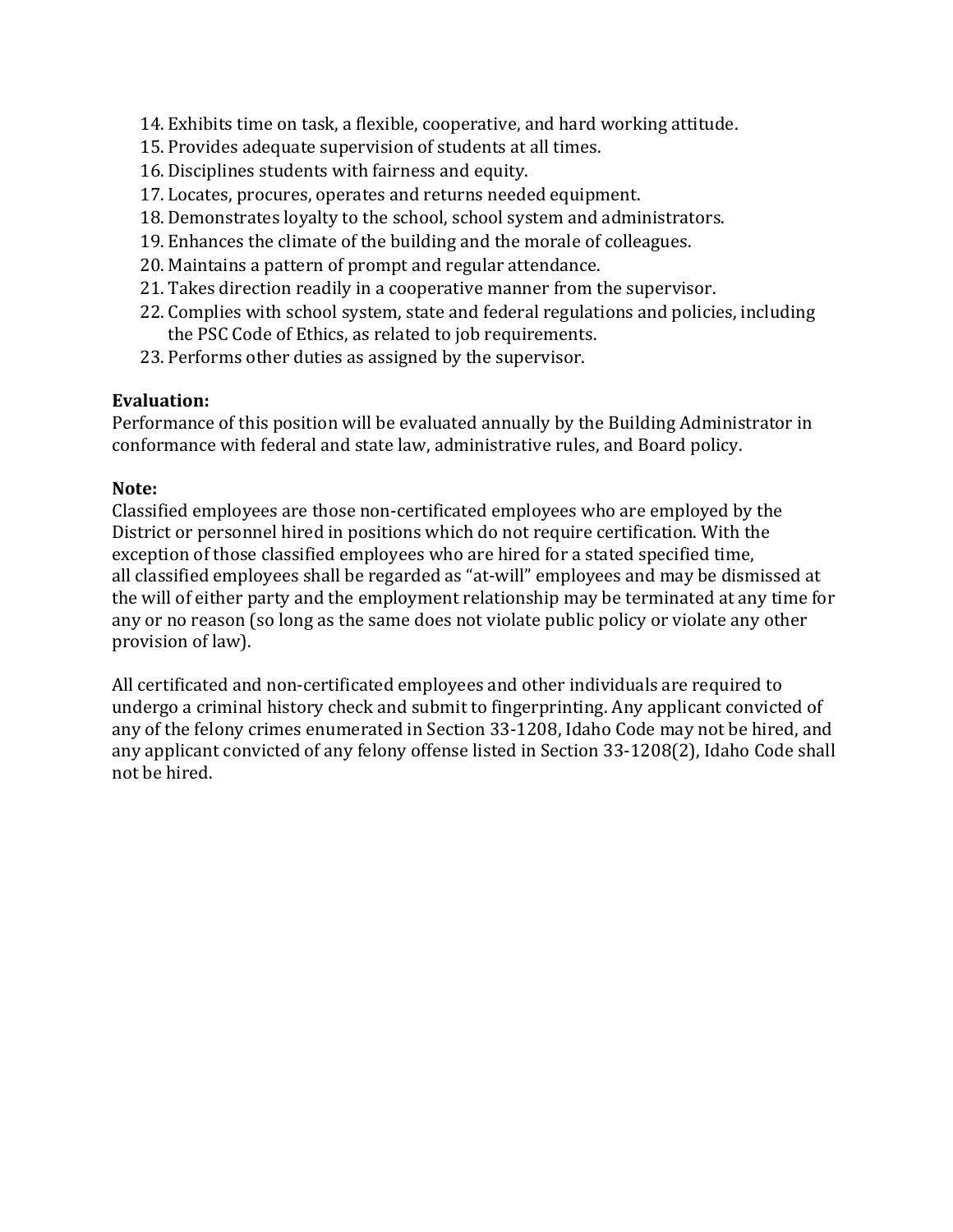14. Exhibits time on task, a flexible, cooperative, and hard working attitude.
15. Provides adequate supervision of students at all times.
16. Disciplines students with fairness and equity.
17. Locates, procures, operates and returns needed equipment.
18. Demonstrates loyalty to the school, school system and administrators.
19. Enhances the climate of the building and the morale of colleagues.
20. Maintains a pattern of prompt and regular attendance.
21. Takes direction readily in a cooperative manner from the supervisor.
22. Complies with school system, state and federal regulations and policies, including the PSC Code of Ethics, as related to job requirements.
23. Performs other duties as assigned by the supervisor.

**Evaluation:**
Performance of this position will be evaluated annually by the Building Administrator in conformance with federal and state law, administrative rules, and Board policy.

**Note:**
Classified employees are those non-certificated employees who are employed by the District or personnel hired in positions which do not require certification. With the exception of those classified employees who are hired for a stated specified time, all classified employees shall be regarded as "at-will" employees and may be dismissed at the will of either party and the employment relationship may be terminated at any time for any or no reason (so long as the same does not violate public policy or violate any other provision of law).

All certificated and non-certificated employees and other individuals are required to undergo a criminal history check and submit to fingerprinting. Any applicant convicted of any of the felony crimes enumerated in Section 33-1208, Idaho Code may not be hired, and any applicant convicted of any felony offense listed in Section 33-1208(2), Idaho Code shall not be hired.